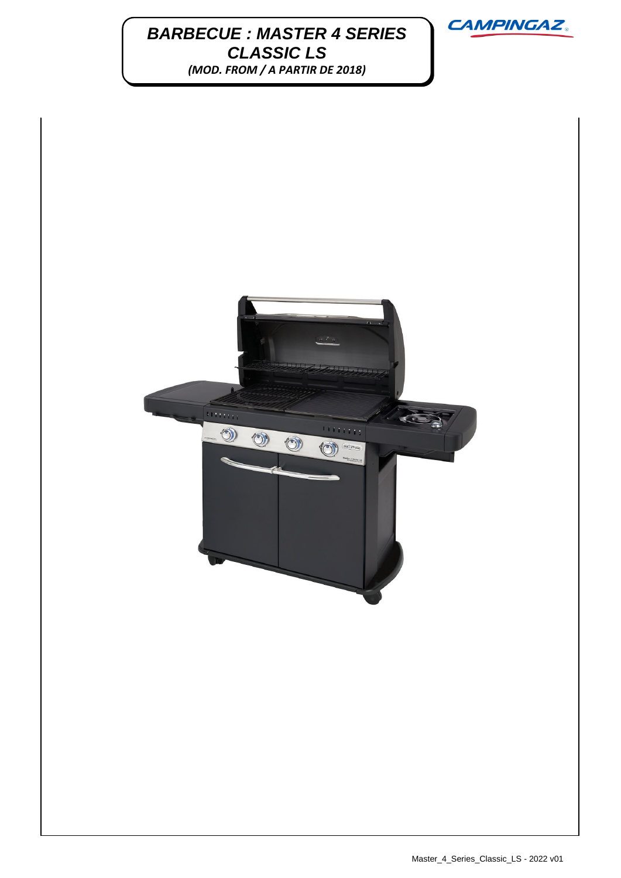# BARBECUE : MASTER 4 SERIES CLASSIC LS

***(MOD. FROM / A PARTIR DE 2018)***

CAMPINGAZ

Master_4_Series_Classic_LS - 2022 v01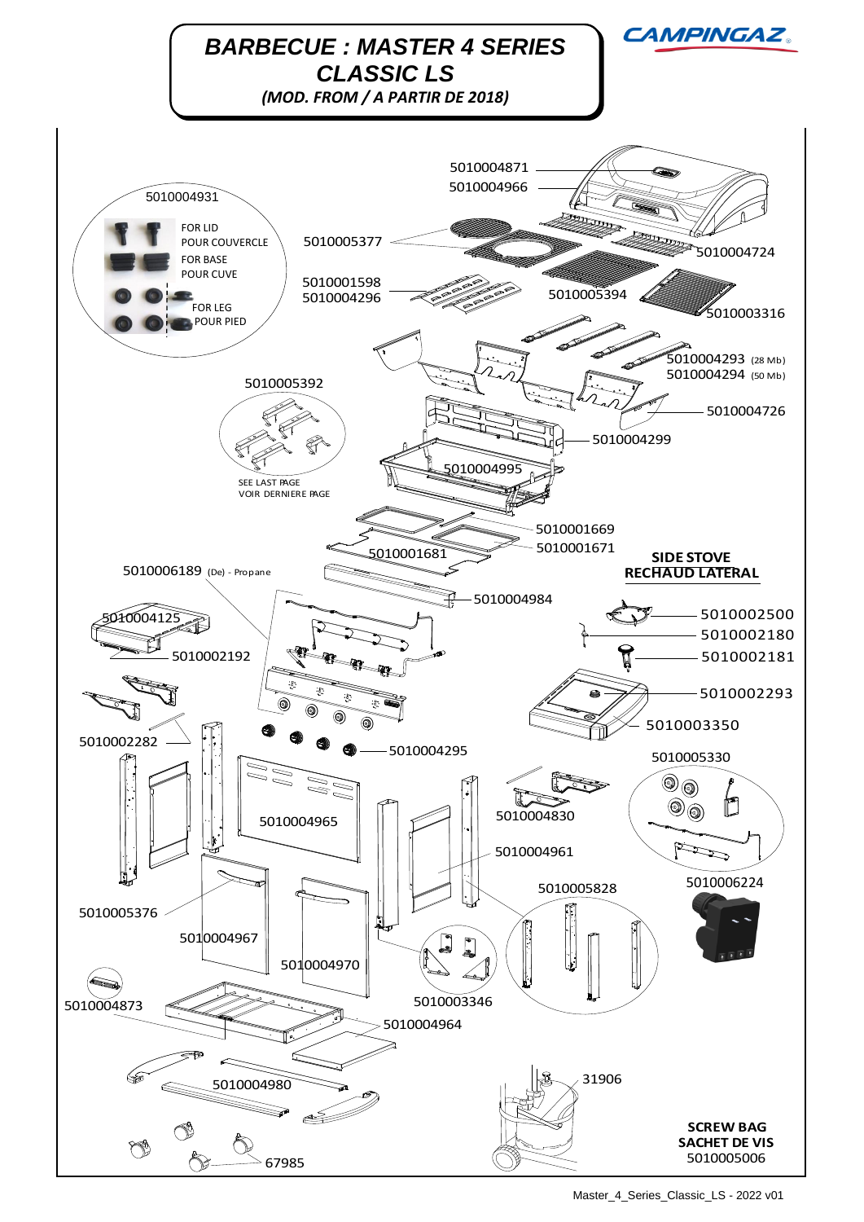# BARBECUE : MASTER 4 SERIES CLASSIC LS

*(MOD. FROM / A PARTIR DE 2018)*

CAMPINGAZ

5010004871

5010004966

5010004931

FOR LID
POUR COUVERCLE

FOR BASE
POUR CUVE

FOR LEG
POUR PIED

5010005377

5010004724

5010001598

5010004296

5010005394

5010003316

5010004293 (28 Mb)

5010004294 (50 Mb)

5010005392

5010004726

5010004299

5010004995

SEE LAST PAGE
VOIR DERNIERE PAGE

5010001669

5010001671

5010001681

**SIDE STOVE**
**RECHAUD LATERAL**

5010006189 (De) - Propane

5010004984

5010002500

5010004125

5010002180

5010002192

5010002181

5010002293

5010003350

5010002282

5010004295

5010005330

5010004965

5010004830

5010004961

5010006224

5010005828

5010005376

5010004967

5010004970

5010003346

5010004873

5010004964

31906

5010004980

**SCREW BAG**
**SACHET DE VIS**
5010005006

67985

Master_4_Series_Classic_LS - 2022 v01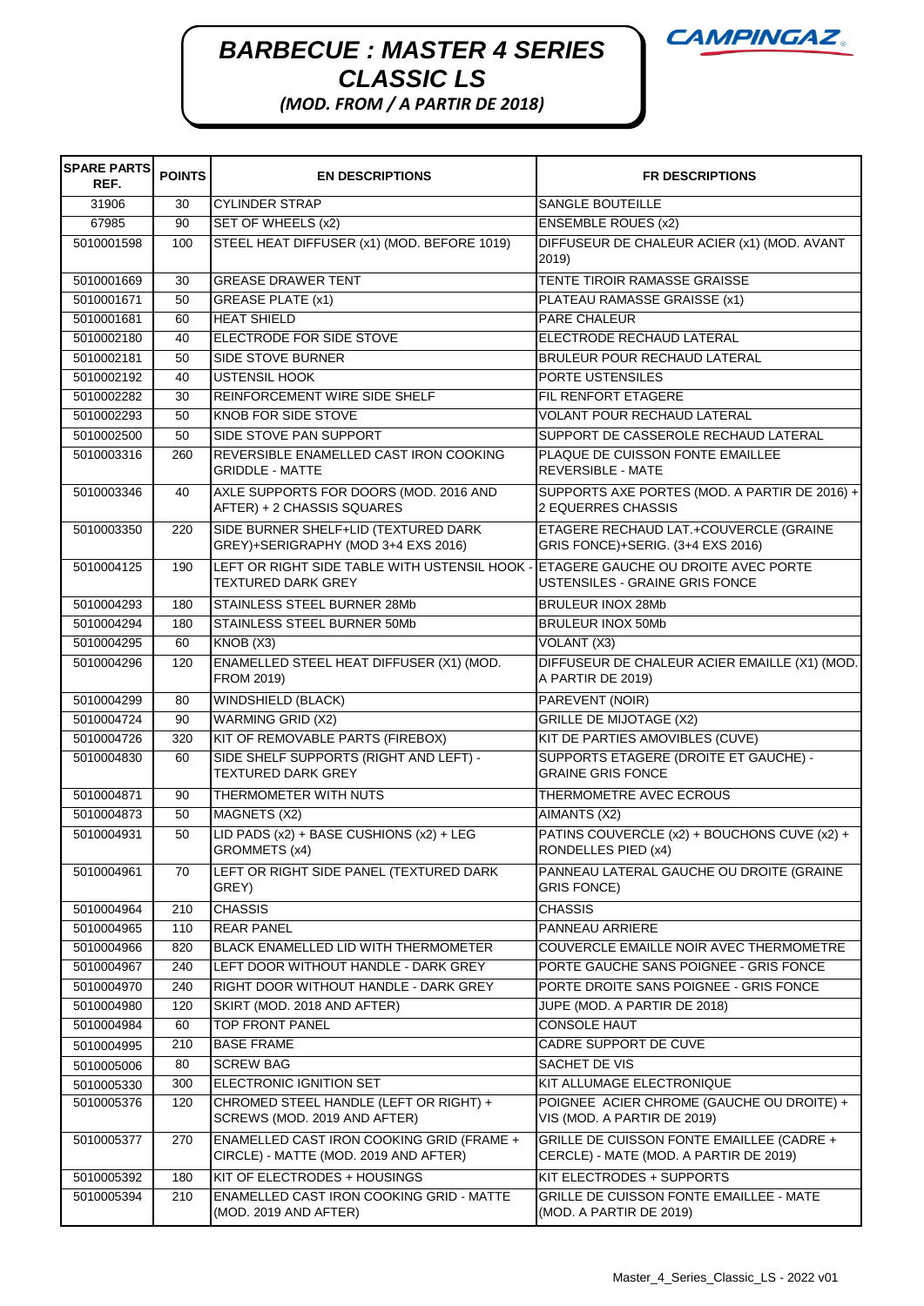# BARBECUE : MASTER 4 SERIES CLASSIC LS

*(MOD. FROM / A PARTIR DE 2018)*

CAMPINGAZ

| SPARE PARTS REF. | POINTS | EN DESCRIPTIONS | FR DESCRIPTIONS |
|---|---|---|---|
| 31906 | 30 | CYLINDER STRAP | SANGLE BOUTEILLE |
| 67985 | 90 | SET OF WHEELS (x2) | ENSEMBLE ROUES (x2) |
| 5010001598 | 100 | STEEL HEAT DIFFUSER (x1) (MOD. BEFORE 1019) | DIFFUSEUR DE CHALEUR ACIER (x1) (MOD. AVANT 2019) |
| 5010001669 | 30 | GREASE DRAWER TENT | TENTE TIROIR RAMASSE GRAISSE |
| 5010001671 | 50 | GREASE PLATE (x1) | PLATEAU RAMASSE GRAISSE (x1) |
| 5010001681 | 60 | HEAT SHIELD | PARE CHALEUR |
| 5010002180 | 40 | ELECTRODE FOR SIDE STOVE | ELECTRODE RECHAUD LATERAL |
| 5010002181 | 50 | SIDE STOVE BURNER | BRULEUR POUR RECHAUD LATERAL |
| 5010002192 | 40 | USTENSIL HOOK | PORTE USTENSILES |
| 5010002282 | 30 | REINFORCEMENT WIRE SIDE SHELF | FIL RENFORT ETAGERE |
| 5010002293 | 50 | KNOB FOR SIDE STOVE | VOLANT POUR RECHAUD LATERAL |
| 5010002500 | 50 | SIDE STOVE PAN SUPPORT | SUPPORT DE CASSEROLE RECHAUD LATERAL |
| 5010003316 | 260 | REVERSIBLE ENAMELLED CAST IRON COOKING GRIDDLE - MATTE | PLAQUE DE CUISSON FONTE EMAILLEE REVERSIBLE - MATE |
| 5010003346 | 40 | AXLE SUPPORTS FOR DOORS (MOD. 2016 AND AFTER) + 2 CHASSIS SQUARES | SUPPORTS AXE PORTES (MOD. A PARTIR DE 2016) + 2 EQUERRES CHASSIS |
| 5010003350 | 220 | SIDE BURNER SHELF+LID (TEXTURED DARK GREY)+SERIGRAPHY (MOD 3+4 EXS 2016) | ETAGERE RECHAUD LAT.+COUVERCLE (GRAINE GRIS FONCE)+SERIG. (3+4 EXS 2016) |
| 5010004125 | 190 | LEFT OR RIGHT SIDE TABLE WITH USTENSIL HOOK - TEXTURED DARK GREY | ETAGERE GAUCHE OU DROITE AVEC PORTE USTENSILES - GRAINE GRIS FONCE |
| 5010004293 | 180 | STAINLESS STEEL BURNER 28Mb | BRULEUR INOX 28Mb |
| 5010004294 | 180 | STAINLESS STEEL BURNER 50Mb | BRULEUR INOX 50Mb |
| 5010004295 | 60 | KNOB (X3) | VOLANT (X3) |
| 5010004296 | 120 | ENAMELLED STEEL HEAT DIFFUSER (X1) (MOD. FROM 2019) | DIFFUSEUR DE CHALEUR ACIER EMAILLE (X1) (MOD. A PARTIR DE 2019) |
| 5010004299 | 80 | WINDSHIELD (BLACK) | PAREVENT (NOIR) |
| 5010004724 | 90 | WARMING GRID (X2) | GRILLE DE MIJOTAGE (X2) |
| 5010004726 | 320 | KIT OF REMOVABLE PARTS (FIREBOX) | KIT DE PARTIES AMOVIBLES (CUVE) |
| 5010004830 | 60 | SIDE SHELF SUPPORTS (RIGHT AND LEFT) - TEXTURED DARK GREY | SUPPORTS ETAGERE (DROITE ET GAUCHE) - GRAINE GRIS FONCE |
| 5010004871 | 90 | THERMOMETER WITH NUTS | THERMOMETRE AVEC ECROUS |
| 5010004873 | 50 | MAGNETS (X2) | AIMANTS (X2) |
| 5010004931 | 50 | LID PADS (x2) + BASE CUSHIONS (x2) + LEG GROMMETS (x4) | PATINS COUVERCLE (x2) + BOUCHONS CUVE (x2) + RONDELLES PIED (x4) |
| 5010004961 | 70 | LEFT OR RIGHT SIDE PANEL (TEXTURED DARK GREY) | PANNEAU LATERAL GAUCHE OU DROITE (GRAINE GRIS FONCE) |
| 5010004964 | 210 | CHASSIS | CHASSIS |
| 5010004965 | 110 | REAR PANEL | PANNEAU ARRIERE |
| 5010004966 | 820 | BLACK ENAMELLED LID WITH THERMOMETER | COUVERCLE EMAILLE NOIR AVEC THERMOMETRE |
| 5010004967 | 240 | LEFT DOOR WITHOUT HANDLE - DARK GREY | PORTE GAUCHE SANS POIGNEE - GRIS FONCE |
| 5010004970 | 240 | RIGHT DOOR WITHOUT HANDLE - DARK GREY | PORTE DROITE SANS POIGNEE - GRIS FONCE |
| 5010004980 | 120 | SKIRT (MOD. 2018 AND AFTER) | JUPE (MOD. A PARTIR DE 2018) |
| 5010004984 | 60 | TOP FRONT PANEL | CONSOLE HAUT |
| 5010004995 | 210 | BASE FRAME | CADRE SUPPORT DE CUVE |
| 5010005006 | 80 | SCREW BAG | SACHET DE VIS |
| 5010005330 | 300 | ELECTRONIC IGNITION SET | KIT ALLUMAGE ELECTRONIQUE |
| 5010005376 | 120 | CHROMED STEEL HANDLE (LEFT OR RIGHT) + SCREWS (MOD. 2019 AND AFTER) | POIGNEE ACIER CHROME (GAUCHE OU DROITE) + VIS (MOD. A PARTIR DE 2019) |
| 5010005377 | 270 | ENAMELLED CAST IRON COOKING GRID (FRAME + CIRCLE) - MATTE (MOD. 2019 AND AFTER) | GRILLE DE CUISSON FONTE EMAILLEE (CADRE + CERCLE) - MATE (MOD. A PARTIR DE 2019) |
| 5010005392 | 180 | KIT OF ELECTRODES + HOUSINGS | KIT ELECTRODES + SUPPORTS |
| 5010005394 | 210 | ENAMELLED CAST IRON COOKING GRID - MATTE (MOD. 2019 AND AFTER) | GRILLE DE CUISSON FONTE EMAILLEE - MATE (MOD. A PARTIR DE 2019) |

Master_4_Series_Classic_LS - 2022 v01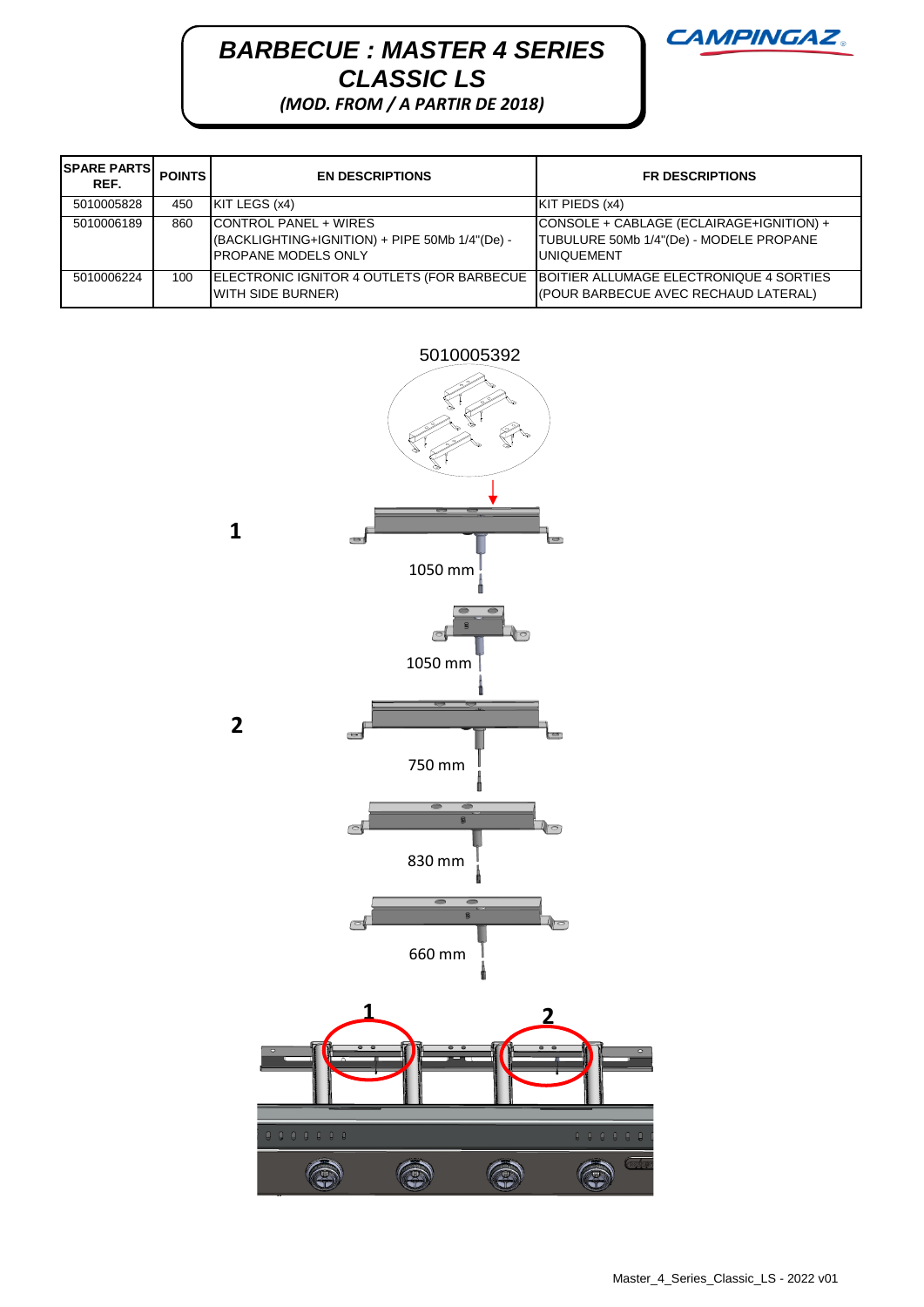# BARBECUE : MASTER 4 SERIES CLASSIC LS

*(MOD. FROM / A PARTIR DE 2018)*

CAMPINGAZ

| SPARE PARTS REF. | POINTS | EN DESCRIPTIONS | FR DESCRIPTIONS |
|---|---|---|---|
| 5010005828 | 450 | KIT LEGS (x4) | KIT PIEDS (x4) |
| 5010006189 | 860 | CONTROL PANEL + WIRES (BACKLIGHTING+IGNITION) + PIPE 50Mb 1/4"(De) - PROPANE MODELS ONLY | CONSOLE + CABLAGE (ECLAIRAGE+IGNITION) + TUBULURE 50Mb 1/4"(De) - MODELE PROPANE UNIQUEMENT |
| 5010006224 | 100 | ELECTRONIC IGNITOR 4 OUTLETS (FOR BARBECUE WITH SIDE BURNER) | BOITIER ALLUMAGE ELECTRONIQUE 4 SORTIES (POUR BARBECUE AVEC RECHAUD LATERAL) |

5010005392

1

1050 mm

1050 mm

2

750 mm

830 mm

660 mm

1

2

Master_4_Series_Classic_LS - 2022 v01